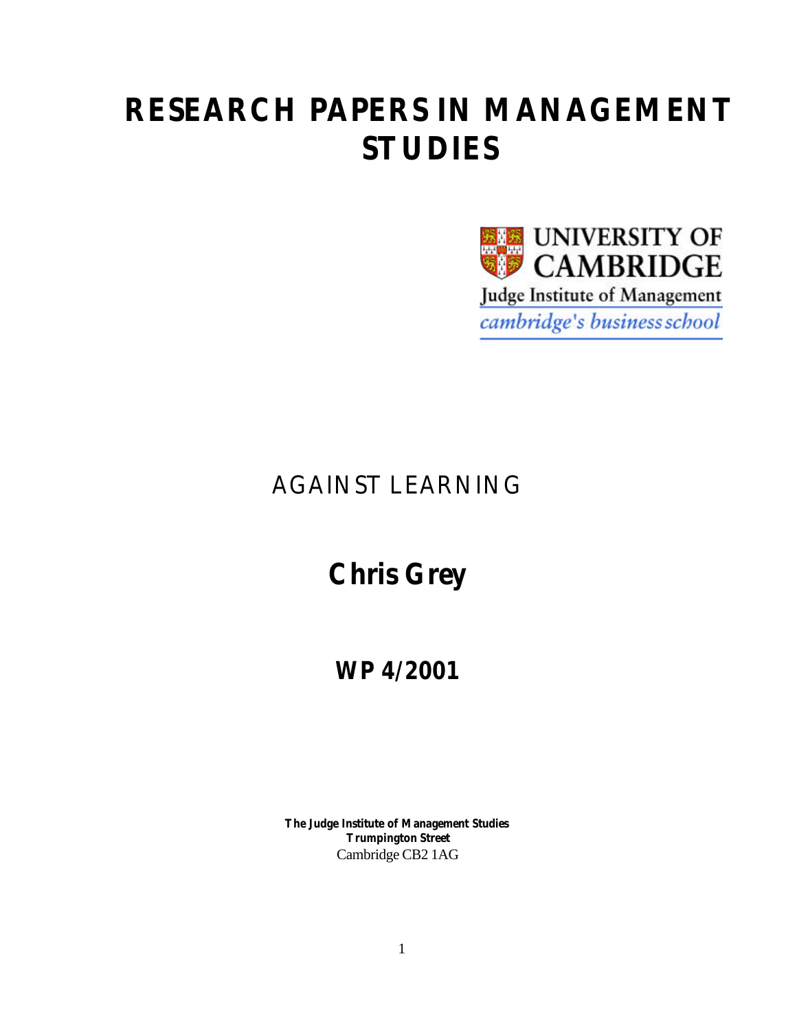# RESEARCH PAPERS IN MANAGEMENT STUDIES

UNIVERSITY OF CAMBRIDGE

Judge Institute of Management

*cambridge's business school*

## AGAINST LEARNING

## Chris Grey

## WP 4/2001

**The Judge Institute of Management Studies**
**Trumpington Street**
Cambridge CB2 1AG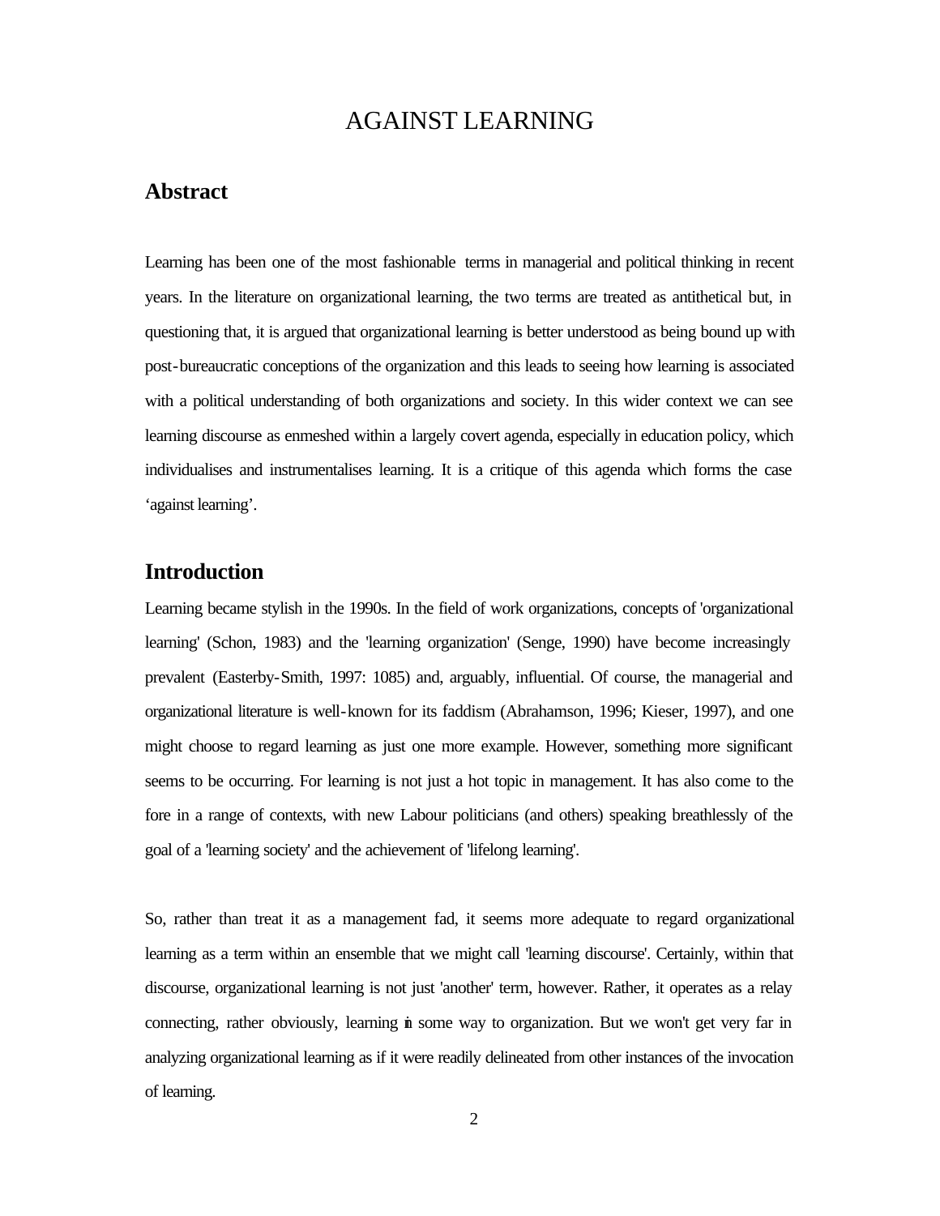# AGAINST LEARNING

## Abstract

Learning has been one of the most fashionable terms in managerial and political thinking in recent years. In the literature on organizational learning, the two terms are treated as antithetical but, in questioning that, it is argued that organizational learning is better understood as being bound up with post-bureaucratic conceptions of the organization and this leads to seeing how learning is associated with a political understanding of both organizations and society. In this wider context we can see learning discourse as enmeshed within a largely covert agenda, especially in education policy, which individualises and instrumentalises learning. It is a critique of this agenda which forms the case 'against learning'.

## Introduction

Learning became stylish in the 1990s. In the field of work organizations, concepts of 'organizational learning' (Schon, 1983) and the 'learning organization' (Senge, 1990) have become increasingly prevalent (Easterby-Smith, 1997: 1085) and, arguably, influential. Of course, the managerial and organizational literature is well-known for its faddism (Abrahamson, 1996; Kieser, 1997), and one might choose to regard learning as just one more example. However, something more significant seems to be occurring. For learning is not just a hot topic in management. It has also come to the fore in a range of contexts, with new Labour politicians (and others) speaking breathlessly of the goal of a 'learning society' and the achievement of 'lifelong learning'.

So, rather than treat it as a management fad, it seems more adequate to regard organizational learning as a term within an ensemble that we might call 'learning discourse'. Certainly, within that discourse, organizational learning is not just 'another' term, however. Rather, it operates as a relay connecting, rather obviously, learning in some way to organization. But we won't get very far in analyzing organizational learning as if it were readily delineated from other instances of the invocation of learning.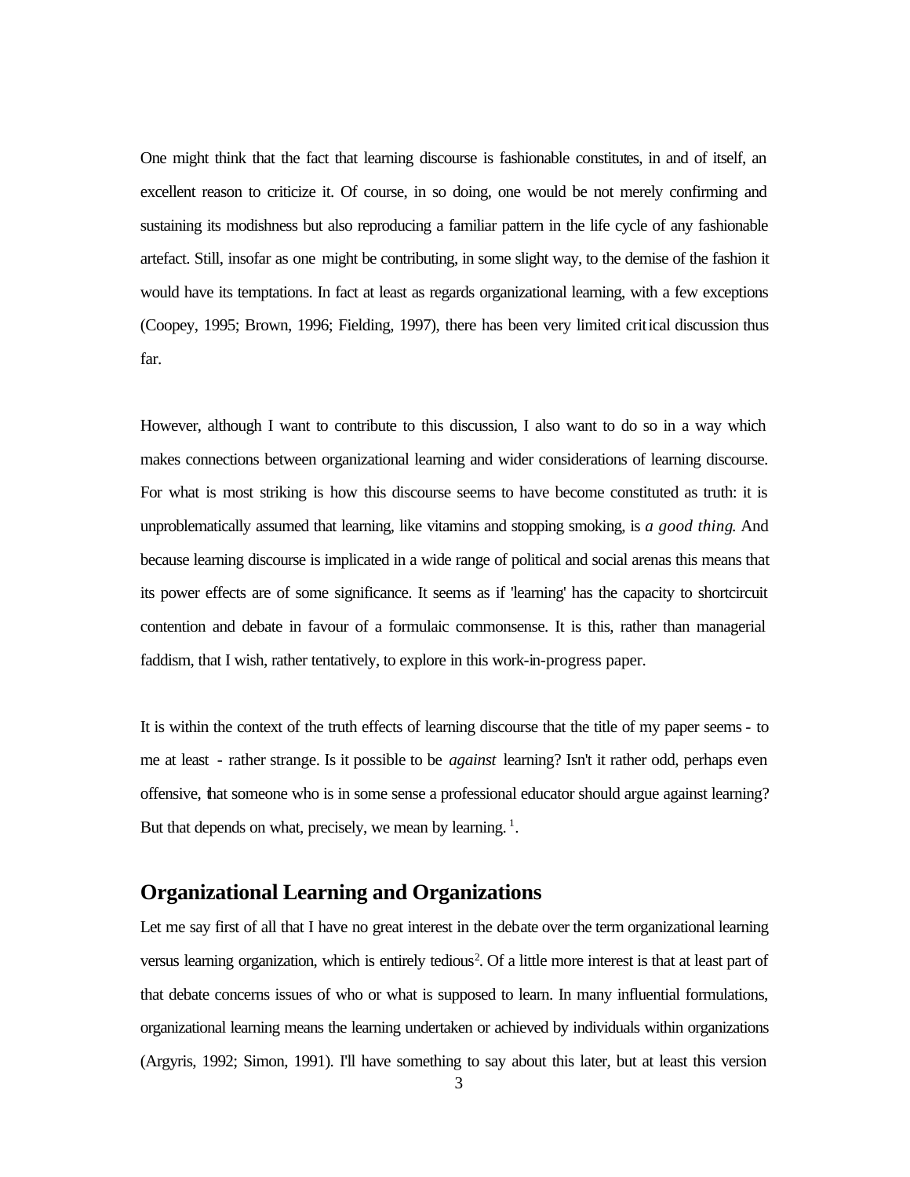One might think that the fact that learning discourse is fashionable constitutes, in and of itself, an excellent reason to criticize it. Of course, in so doing, one would be not merely confirming and sustaining its modishness but also reproducing a familiar pattern in the life cycle of any fashionable artefact. Still, insofar as one might be contributing, in some slight way, to the demise of the fashion it would have its temptations. In fact at least as regards organizational learning, with a few exceptions (Coopey, 1995; Brown, 1996; Fielding, 1997), there has been very limited critical discussion thus far.

However, although I want to contribute to this discussion, I also want to do so in a way which makes connections between organizational learning and wider considerations of learning discourse. For what is most striking is how this discourse seems to have become constituted as truth: it is unproblematically assumed that learning, like vitamins and stopping smoking, is *a good thing.* And because learning discourse is implicated in a wide range of political and social arenas this means that its power effects are of some significance. It seems as if 'learning' has the capacity to shortcircuit contention and debate in favour of a formulaic commonsense. It is this, rather than managerial faddism, that I wish, rather tentatively, to explore in this work-in-progress paper.

It is within the context of the truth effects of learning discourse that the title of my paper seems - to me at least - rather strange. Is it possible to be *against* learning? Isn't it rather odd, perhaps even offensive, that someone who is in some sense a professional educator should argue against learning? But that depends on what, precisely, we mean by learning. [1].

## Organizational Learning and Organizations

Let me say first of all that I have no great interest in the debate over the term organizational learning versus learning organization, which is entirely tedious[2]. Of a little more interest is that at least part of that debate concerns issues of who or what is supposed to learn. In many influential formulations, organizational learning means the learning undertaken or achieved by individuals within organizations (Argyris, 1992; Simon, 1991). I'll have something to say about this later, but at least this version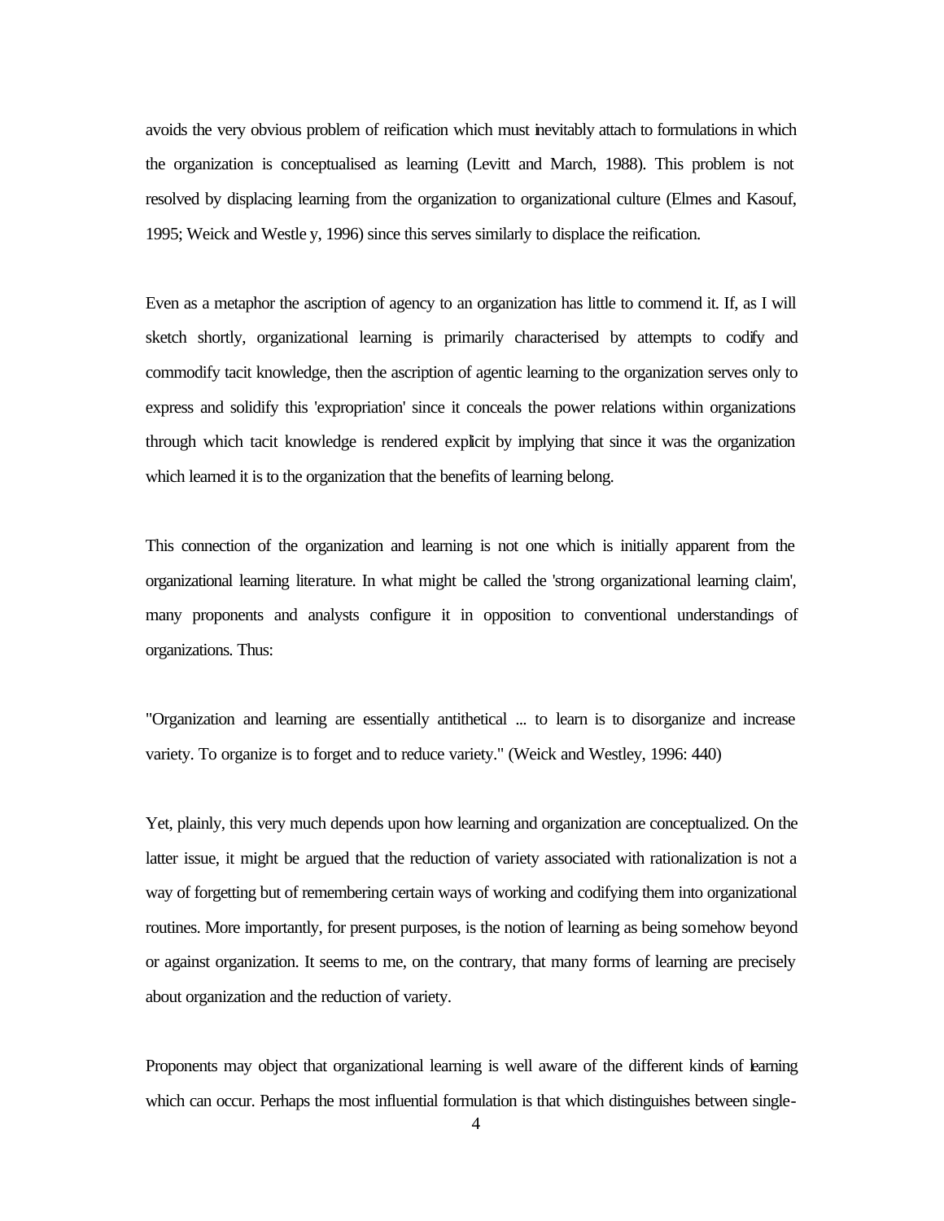avoids the very obvious problem of reification which must inevitably attach to formulations in which the organization is conceptualised as learning (Levitt and March, 1988). This problem is not resolved by displacing learning from the organization to organizational culture (Elmes and Kasouf, 1995; Weick and Westle y, 1996) since this serves similarly to displace the reification.

Even as a metaphor the ascription of agency to an organization has little to commend it. If, as I will sketch shortly, organizational learning is primarily characterised by attempts to codify and commodify tacit knowledge, then the ascription of agentic learning to the organization serves only to express and solidify this 'expropriation' since it conceals the power relations within organizations through which tacit knowledge is rendered explicit by implying that since it was the organization which learned it is to the organization that the benefits of learning belong.

This connection of the organization and learning is not one which is initially apparent from the organizational learning literature. In what might be called the 'strong organizational learning claim', many proponents and analysts configure it in opposition to conventional understandings of organizations. Thus:

"Organization and learning are essentially antithetical ... to learn is to disorganize and increase variety. To organize is to forget and to reduce variety." (Weick and Westley, 1996: 440)

Yet, plainly, this very much depends upon how learning and organization are conceptualized. On the latter issue, it might be argued that the reduction of variety associated with rationalization is not a way of forgetting but of remembering certain ways of working and codifying them into organizational routines. More importantly, for present purposes, is the notion of learning as being somehow beyond or against organization. It seems to me, on the contrary, that many forms of learning are precisely about organization and the reduction of variety.

Proponents may object that organizational learning is well aware of the different kinds of learning which can occur. Perhaps the most influential formulation is that which distinguishes between single-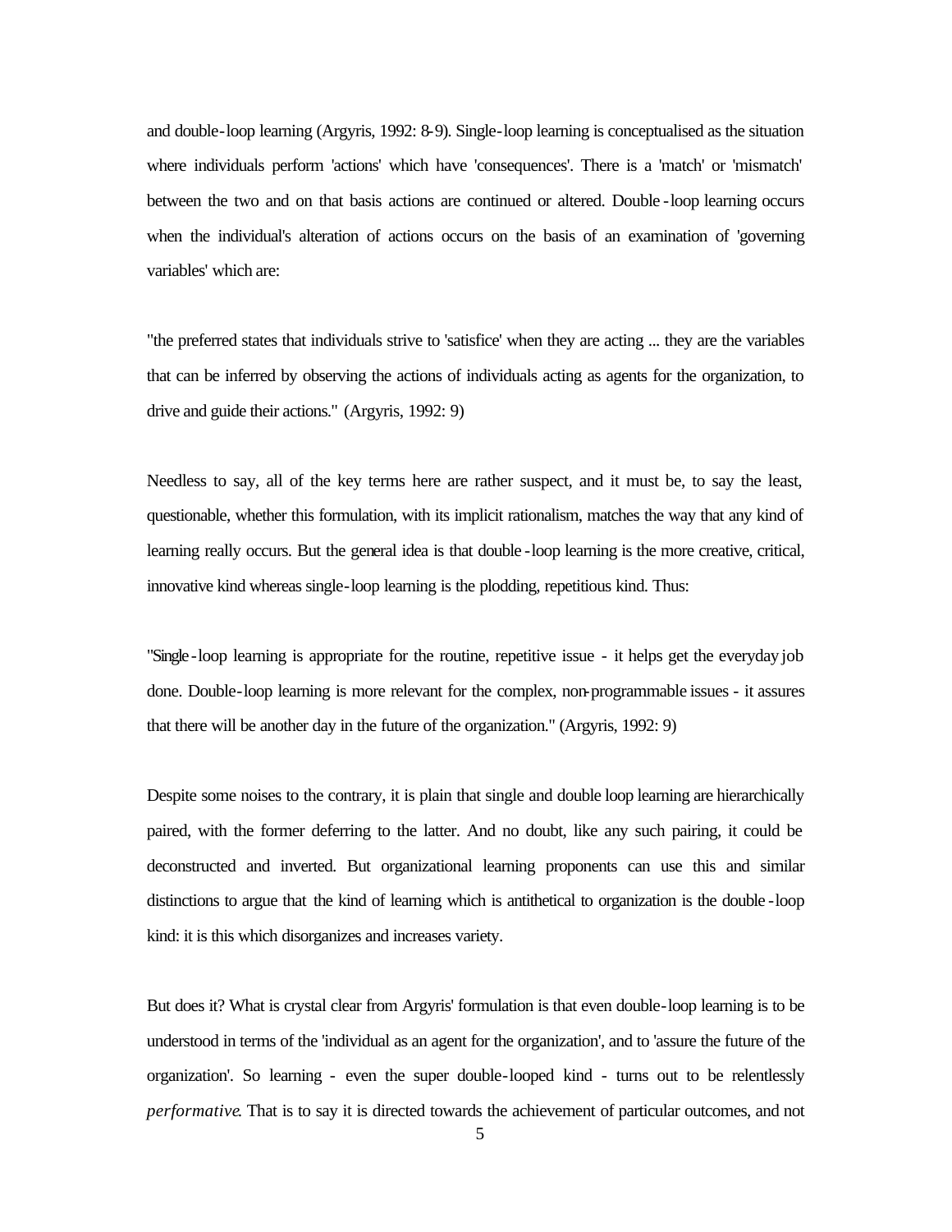and double-loop learning (Argyris, 1992: 8-9). Single-loop learning is conceptualised as the situation where individuals perform 'actions' which have 'consequences'. There is a 'match' or 'mismatch' between the two and on that basis actions are continued or altered. Double-loop learning occurs when the individual's alteration of actions occurs on the basis of an examination of 'governing variables' which are:

"the preferred states that individuals strive to 'satisfice' when they are acting ... they are the variables that can be inferred by observing the actions of individuals acting as agents for the organization, to drive and guide their actions." (Argyris, 1992: 9)

Needless to say, all of the key terms here are rather suspect, and it must be, to say the least, questionable, whether this formulation, with its implicit rationalism, matches the way that any kind of learning really occurs. But the general idea is that double-loop learning is the more creative, critical, innovative kind whereas single-loop learning is the plodding, repetitious kind. Thus:

"Single-loop learning is appropriate for the routine, repetitive issue - it helps get the everyday job done. Double-loop learning is more relevant for the complex, non-programmable issues - it assures that there will be another day in the future of the organization." (Argyris, 1992: 9)

Despite some noises to the contrary, it is plain that single and double loop learning are hierarchically paired, with the former deferring to the latter. And no doubt, like any such pairing, it could be deconstructed and inverted. But organizational learning proponents can use this and similar distinctions to argue that the kind of learning which is antithetical to organization is the double-loop kind: it is this which disorganizes and increases variety.

But does it? What is crystal clear from Argyris' formulation is that even double-loop learning is to be understood in terms of the 'individual as an agent for the organization', and to 'assure the future of the organization'. So learning - even the super double-looped kind - turns out to be relentlessly *performative*. That is to say it is directed towards the achievement of particular outcomes, and not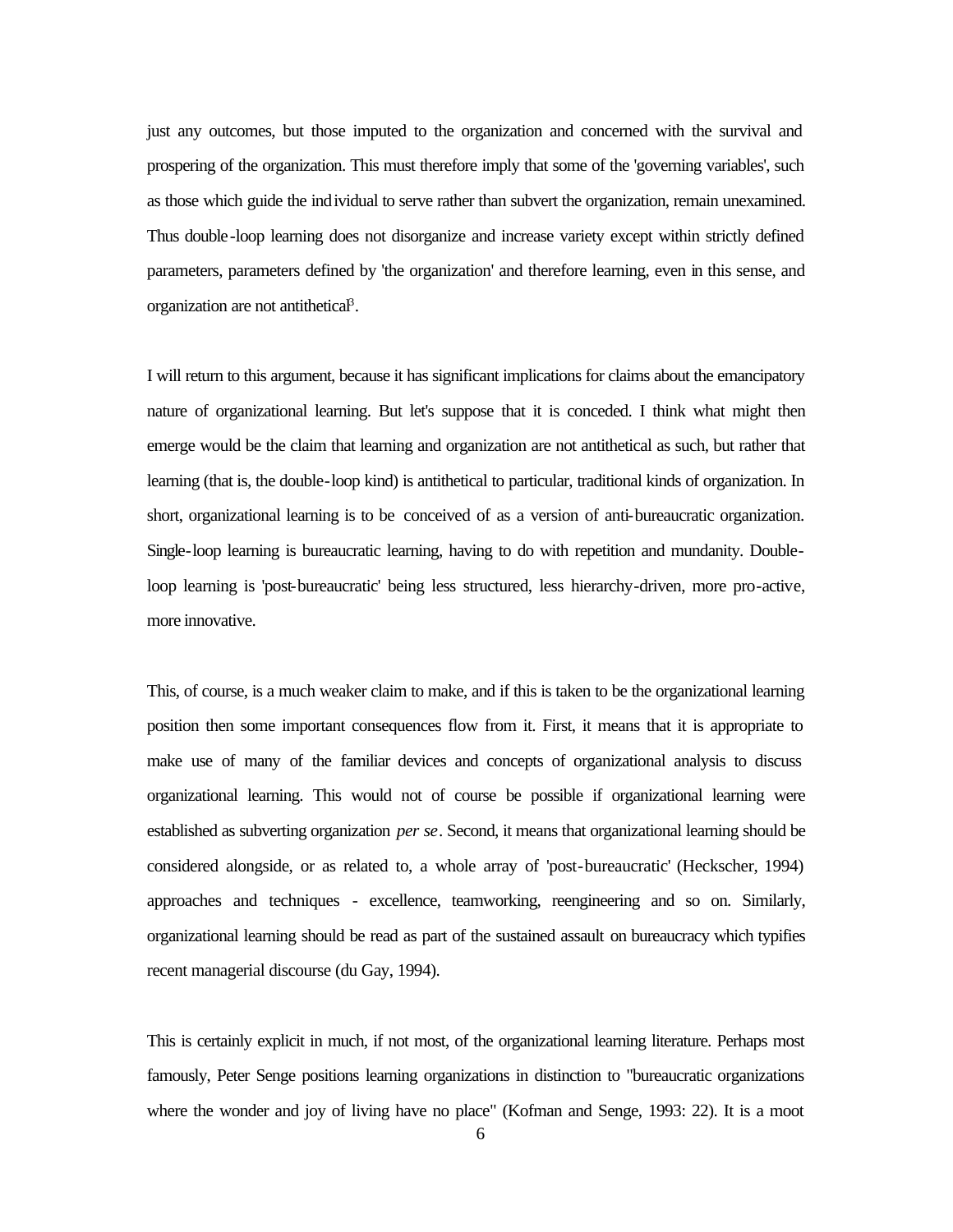just any outcomes, but those imputed to the organization and concerned with the survival and prospering of the organization. This must therefore imply that some of the 'governing variables', such as those which guide the individual to serve rather than subvert the organization, remain unexamined. Thus double-loop learning does not disorganize and increase variety except within strictly defined parameters, parameters defined by 'the organization' and therefore learning, even in this sense, and organization are not antithetical[3].

I will return to this argument, because it has significant implications for claims about the emancipatory nature of organizational learning. But let's suppose that it is conceded. I think what might then emerge would be the claim that learning and organization are not antithetical as such, but rather that learning (that is, the double-loop kind) is antithetical to particular, traditional kinds of organization. In short, organizational learning is to be conceived of as a version of anti-bureaucratic organization. Single-loop learning is bureaucratic learning, having to do with repetition and mundanity. Double-loop learning is 'post-bureaucratic' being less structured, less hierarchy-driven, more pro-active, more innovative.

This, of course, is a much weaker claim to make, and if this is taken to be the organizational learning position then some important consequences flow from it. First, it means that it is appropriate to make use of many of the familiar devices and concepts of organizational analysis to discuss organizational learning. This would not of course be possible if organizational learning were established as subverting organization *per se*. Second, it means that organizational learning should be considered alongside, or as related to, a whole array of 'post-bureaucratic' (Heckscher, 1994) approaches and techniques - excellence, teamworking, reengineering and so on. Similarly, organizational learning should be read as part of the sustained assault on bureaucracy which typifies recent managerial discourse (du Gay, 1994).

This is certainly explicit in much, if not most, of the organizational learning literature. Perhaps most famously, Peter Senge positions learning organizations in distinction to "bureaucratic organizations where the wonder and joy of living have no place" (Kofman and Senge, 1993: 22). It is a moot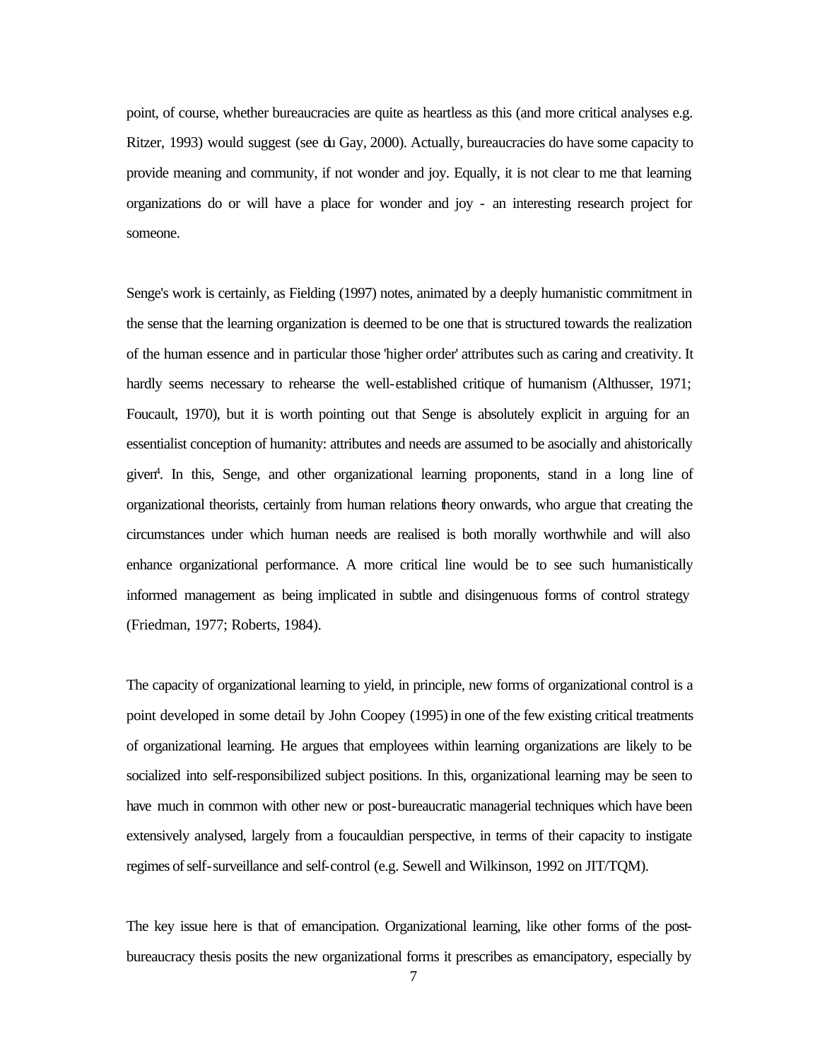point, of course, whether bureaucracies are quite as heartless as this (and more critical analyses e.g. Ritzer, 1993) would suggest (see du Gay, 2000). Actually, bureaucracies do have some capacity to provide meaning and community, if not wonder and joy. Equally, it is not clear to me that learning organizations do or will have a place for wonder and joy - an interesting research project for someone.

Senge's work is certainly, as Fielding (1997) notes, animated by a deeply humanistic commitment in the sense that the learning organization is deemed to be one that is structured towards the realization of the human essence and in particular those 'higher order' attributes such as caring and creativity. It hardly seems necessary to rehearse the well-established critique of humanism (Althusser, 1971; Foucault, 1970), but it is worth pointing out that Senge is absolutely explicit in arguing for an essentialist conception of humanity: attributes and needs are assumed to be asocially and ahistorically given[4]. In this, Senge, and other organizational learning proponents, stand in a long line of organizational theorists, certainly from human relations theory onwards, who argue that creating the circumstances under which human needs are realised is both morally worthwhile and will also enhance organizational performance. A more critical line would be to see such humanistically informed management as being implicated in subtle and disingenuous forms of control strategy (Friedman, 1977; Roberts, 1984).

The capacity of organizational learning to yield, in principle, new forms of organizational control is a point developed in some detail by John Coopey (1995) in one of the few existing critical treatments of organizational learning. He argues that employees within learning organizations are likely to be socialized into self-responsibilized subject positions. In this, organizational learning may be seen to have much in common with other new or post-bureaucratic managerial techniques which have been extensively analysed, largely from a foucauldian perspective, in terms of their capacity to instigate regimes of self-surveillance and self-control (e.g. Sewell and Wilkinson, 1992 on JIT/TQM).

The key issue here is that of emancipation. Organizational learning, like other forms of the post-bureaucracy thesis posits the new organizational forms it prescribes as emancipatory, especially by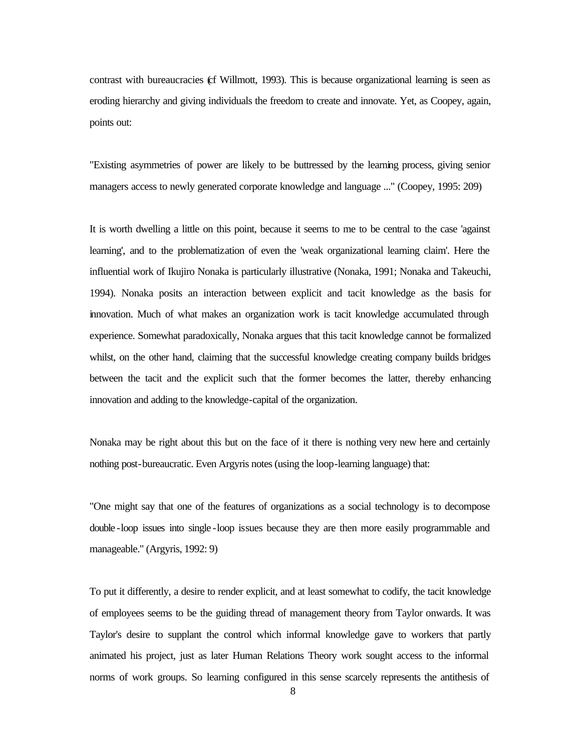contrast with bureaucracies (cf Willmott, 1993). This is because organizational learning is seen as eroding hierarchy and giving individuals the freedom to create and innovate. Yet, as Coopey, again, points out:

"Existing asymmetries of power are likely to be buttressed by the learning process, giving senior managers access to newly generated corporate knowledge and language ..." (Coopey, 1995: 209)

It is worth dwelling a little on this point, because it seems to me to be central to the case 'against learning', and to the problematization of even the 'weak organizational learning claim'. Here the influential work of Ikujiro Nonaka is particularly illustrative (Nonaka, 1991; Nonaka and Takeuchi, 1994). Nonaka posits an interaction between explicit and tacit knowledge as the basis for innovation. Much of what makes an organization work is tacit knowledge accumulated through experience. Somewhat paradoxically, Nonaka argues that this tacit knowledge cannot be formalized whilst, on the other hand, claiming that the successful knowledge creating company builds bridges between the tacit and the explicit such that the former becomes the latter, thereby enhancing innovation and adding to the knowledge-capital of the organization.

Nonaka may be right about this but on the face of it there is nothing very new here and certainly nothing post-bureaucratic. Even Argyris notes (using the loop-learning language) that:

"One might say that one of the features of organizations as a social technology is to decompose double-loop issues into single-loop issues because they are then more easily programmable and manageable." (Argyris, 1992: 9)

To put it differently, a desire to render explicit, and at least somewhat to codify, the tacit knowledge of employees seems to be the guiding thread of management theory from Taylor onwards. It was Taylor's desire to supplant the control which informal knowledge gave to workers that partly animated his project, just as later Human Relations Theory work sought access to the informal norms of work groups. So learning configured in this sense scarcely represents the antithesis of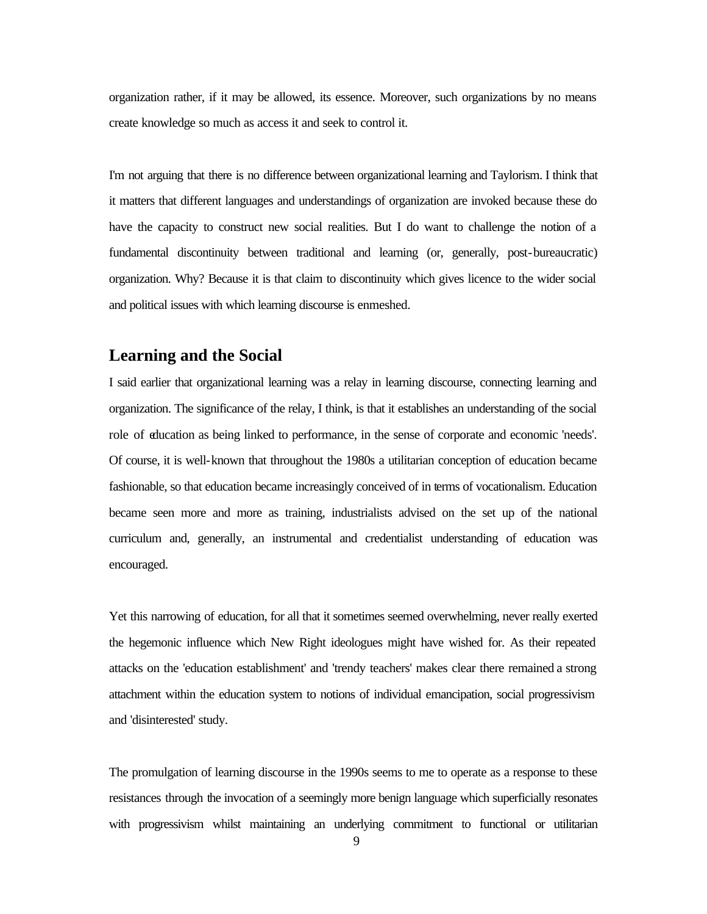organization rather, if it may be allowed, its essence. Moreover, such organizations by no means create knowledge so much as access it and seek to control it.

I'm not arguing that there is no difference between organizational learning and Taylorism. I think that it matters that different languages and understandings of organization are invoked because these do have the capacity to construct new social realities. But I do want to challenge the notion of a fundamental discontinuity between traditional and learning (or, generally, post-bureaucratic) organization. Why? Because it is that claim to discontinuity which gives licence to the wider social and political issues with which learning discourse is enmeshed.

## Learning and the Social

I said earlier that organizational learning was a relay in learning discourse, connecting learning and organization. The significance of the relay, I think, is that it establishes an understanding of the social role of education as being linked to performance, in the sense of corporate and economic 'needs'. Of course, it is well-known that throughout the 1980s a utilitarian conception of education became fashionable, so that education became increasingly conceived of in terms of vocationalism. Education became seen more and more as training, industrialists advised on the set up of the national curriculum and, generally, an instrumental and credentialist understanding of education was encouraged.

Yet this narrowing of education, for all that it sometimes seemed overwhelming, never really exerted the hegemonic influence which New Right ideologues might have wished for. As their repeated attacks on the 'education establishment' and 'trendy teachers' makes clear there remained a strong attachment within the education system to notions of individual emancipation, social progressivism and 'disinterested' study.

The promulgation of learning discourse in the 1990s seems to me to operate as a response to these resistances through the invocation of a seemingly more benign language which superficially resonates with progressivism whilst maintaining an underlying commitment to functional or utilitarian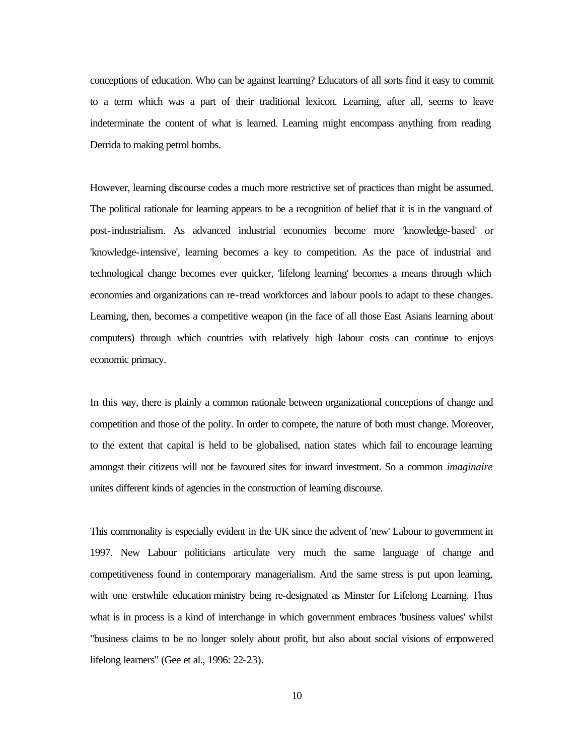conceptions of education. Who can be against learning? Educators of all sorts find it easy to commit to a term which was a part of their traditional lexicon. Learning, after all, seems to leave indeterminate the content of what is learned. Learning might encompass anything from reading Derrida to making petrol bombs.

However, learning discourse codes a much more restrictive set of practices than might be assumed. The political rationale for learning appears to be a recognition of belief that it is in the vanguard of post-industrialism. As advanced industrial economies become more 'knowledge-based' or 'knowledge-intensive', learning becomes a key to competition. As the pace of industrial and technological change becomes ever quicker, 'lifelong learning' becomes a means through which economies and organizations can re-tread workforces and labour pools to adapt to these changes. Learning, then, becomes a competitive weapon (in the face of all those East Asians learning about computers) through which countries with relatively high labour costs can continue to enjoys economic primacy.

In this way, there is plainly a common rationale between organizational conceptions of change and competition and those of the polity. In order to compete, the nature of both must change. Moreover, to the extent that capital is held to be globalised, nation states which fail to encourage learning amongst their citizens will not be favoured sites for inward investment. So a common *imaginaire* unites different kinds of agencies in the construction of learning discourse.

This commonality is especially evident in the UK since the advent of 'new' Labour to government in 1997. New Labour politicians articulate very much the same language of change and competitiveness found in contemporary managerialism. And the same stress is put upon learning, with one erstwhile education ministry being re-designated as Minster for Lifelong Learning. Thus what is in process is a kind of interchange in which government embraces 'business values' whilst "business claims to be no longer solely about profit, but also about social visions of empowered lifelong learners" (Gee et al., 1996: 22-23).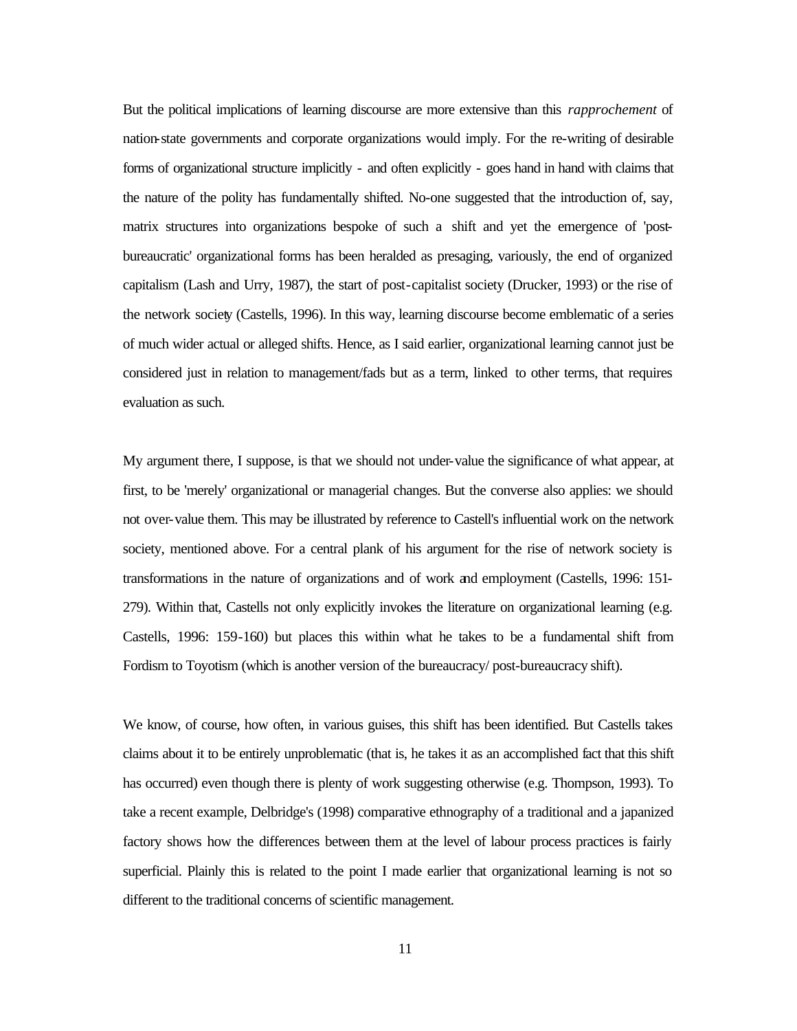But the political implications of learning discourse are more extensive than this *rapprochement* of nation-state governments and corporate organizations would imply. For the re-writing of desirable forms of organizational structure implicitly - and often explicitly - goes hand in hand with claims that the nature of the polity has fundamentally shifted. No-one suggested that the introduction of, say, matrix structures into organizations bespoke of such a shift and yet the emergence of 'post-bureaucratic' organizational forms has been heralded as presaging, variously, the end of organized capitalism (Lash and Urry, 1987), the start of post-capitalist society (Drucker, 1993) or the rise of the network society (Castells, 1996). In this way, learning discourse become emblematic of a series of much wider actual or alleged shifts. Hence, as I said earlier, organizational learning cannot just be considered just in relation to management/fads but as a term, linked to other terms, that requires evaluation as such.

My argument there, I suppose, is that we should not under-value the significance of what appear, at first, to be 'merely' organizational or managerial changes. But the converse also applies: we should not over-value them. This may be illustrated by reference to Castell's influential work on the network society, mentioned above. For a central plank of his argument for the rise of network society is transformations in the nature of organizations and of work and employment (Castells, 1996: 151-279). Within that, Castells not only explicitly invokes the literature on organizational learning (e.g. Castells, 1996: 159-160) but places this within what he takes to be a fundamental shift from Fordism to Toyotism (which is another version of the bureaucracy/ post-bureaucracy shift).

We know, of course, how often, in various guises, this shift has been identified. But Castells takes claims about it to be entirely unproblematic (that is, he takes it as an accomplished fact that this shift has occurred) even though there is plenty of work suggesting otherwise (e.g. Thompson, 1993). To take a recent example, Delbridge's (1998) comparative ethnography of a traditional and a japanized factory shows how the differences between them at the level of labour process practices is fairly superficial. Plainly this is related to the point I made earlier that organizational learning is not so different to the traditional concerns of scientific management.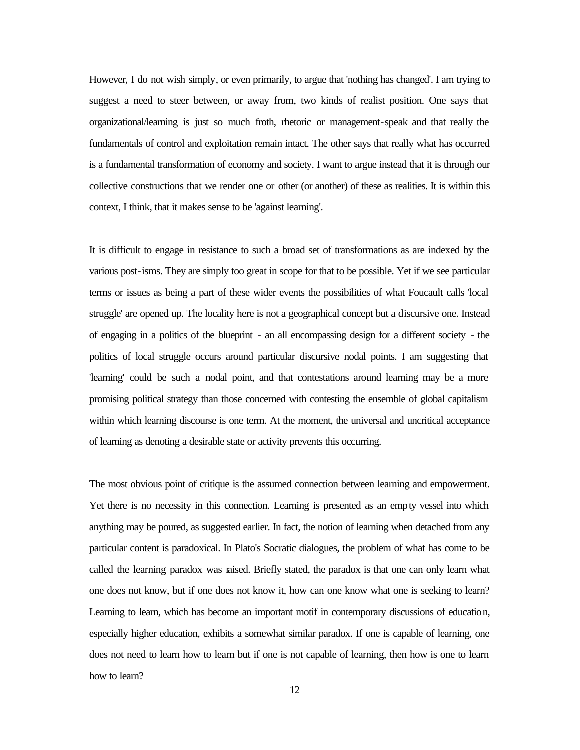However, I do not wish simply, or even primarily, to argue that 'nothing has changed'. I am trying to suggest a need to steer between, or away from, two kinds of realist position. One says that organizational/learning is just so much froth, rhetoric or management-speak and that really the fundamentals of control and exploitation remain intact. The other says that really what has occurred is a fundamental transformation of economy and society. I want to argue instead that it is through our collective constructions that we render one or other (or another) of these as realities. It is within this context, I think, that it makes sense to be 'against learning'.

It is difficult to engage in resistance to such a broad set of transformations as are indexed by the various post-isms. They are simply too great in scope for that to be possible. Yet if we see particular terms or issues as being a part of these wider events the possibilities of what Foucault calls 'local struggle' are opened up. The locality here is not a geographical concept but a discursive one. Instead of engaging in a politics of the blueprint - an all encompassing design for a different society - the politics of local struggle occurs around particular discursive nodal points. I am suggesting that 'learning' could be such a nodal point, and that contestations around learning may be a more promising political strategy than those concerned with contesting the ensemble of global capitalism within which learning discourse is one term. At the moment, the universal and uncritical acceptance of learning as denoting a desirable state or activity prevents this occurring.

The most obvious point of critique is the assumed connection between learning and empowerment. Yet there is no necessity in this connection. Learning is presented as an empty vessel into which anything may be poured, as suggested earlier. In fact, the notion of learning when detached from any particular content is paradoxical. In Plato's Socratic dialogues, the problem of what has come to be called the learning paradox was raised. Briefly stated, the paradox is that one can only learn what one does not know, but if one does not know it, how can one know what one is seeking to learn? Learning to learn, which has become an important motif in contemporary discussions of education, especially higher education, exhibits a somewhat similar paradox. If one is capable of learning, one does not need to learn how to learn but if one is not capable of learning, then how is one to learn how to learn?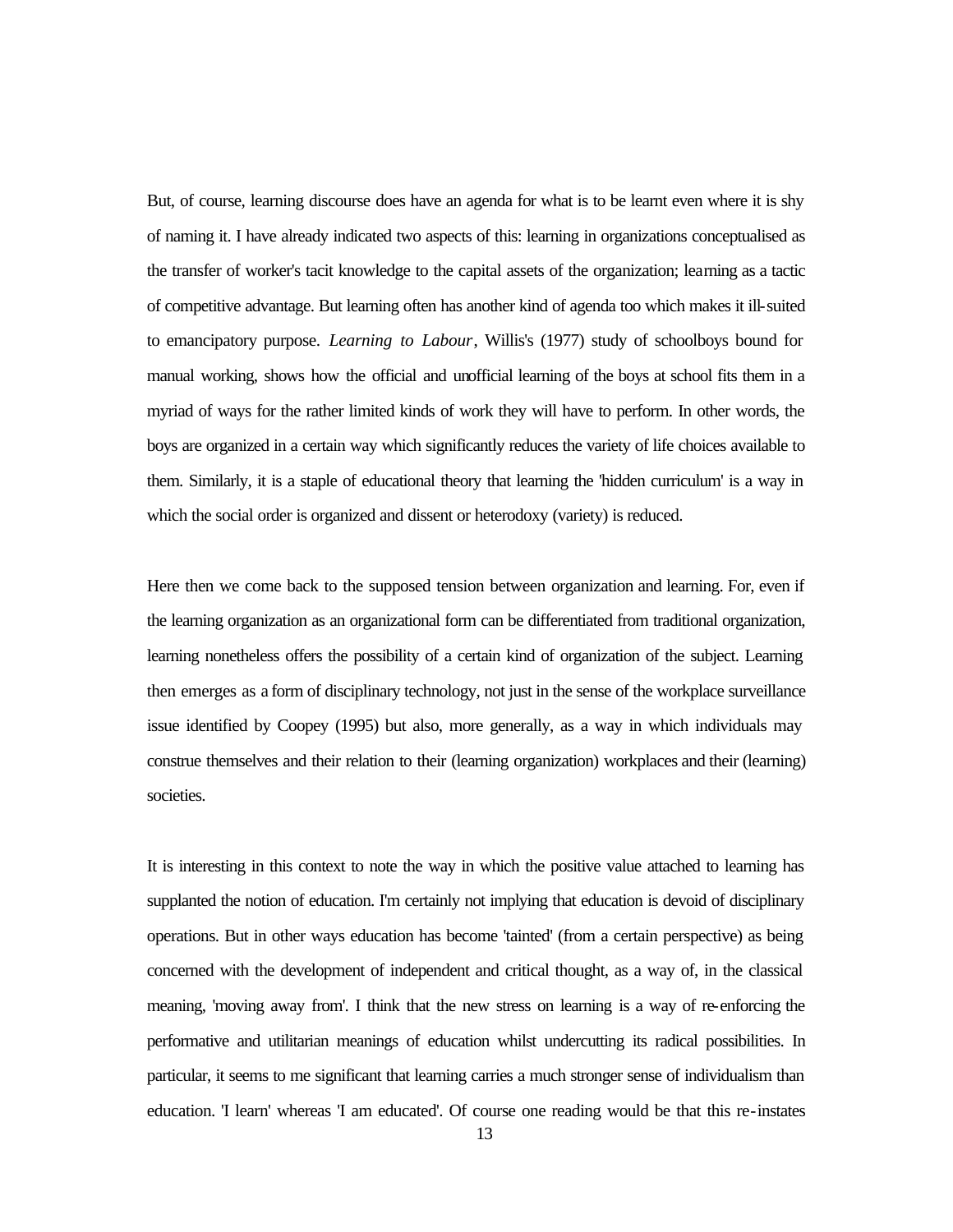But, of course, learning discourse does have an agenda for what is to be learnt even where it is shy of naming it. I have already indicated two aspects of this: learning in organizations conceptualised as the transfer of worker's tacit knowledge to the capital assets of the organization; learning as a tactic of competitive advantage. But learning often has another kind of agenda too which makes it ill-suited to emancipatory purpose. *Learning to Labour*, Willis's (1977) study of schoolboys bound for manual working, shows how the official and unofficial learning of the boys at school fits them in a myriad of ways for the rather limited kinds of work they will have to perform. In other words, the boys are organized in a certain way which significantly reduces the variety of life choices available to them. Similarly, it is a staple of educational theory that learning the 'hidden curriculum' is a way in which the social order is organized and dissent or heterodoxy (variety) is reduced.

Here then we come back to the supposed tension between organization and learning. For, even if the learning organization as an organizational form can be differentiated from traditional organization, learning nonetheless offers the possibility of a certain kind of organization of the subject. Learning then emerges as a form of disciplinary technology, not just in the sense of the workplace surveillance issue identified by Coopey (1995) but also, more generally, as a way in which individuals may construe themselves and their relation to their (learning organization) workplaces and their (learning) societies.

It is interesting in this context to note the way in which the positive value attached to learning has supplanted the notion of education. I'm certainly not implying that education is devoid of disciplinary operations. But in other ways education has become 'tainted' (from a certain perspective) as being concerned with the development of independent and critical thought, as a way of, in the classical meaning, 'moving away from'. I think that the new stress on learning is a way of re-enforcing the performative and utilitarian meanings of education whilst undercutting its radical possibilities. In particular, it seems to me significant that learning carries a much stronger sense of individualism than education. 'I learn' whereas 'I am educated'. Of course one reading would be that this re-instates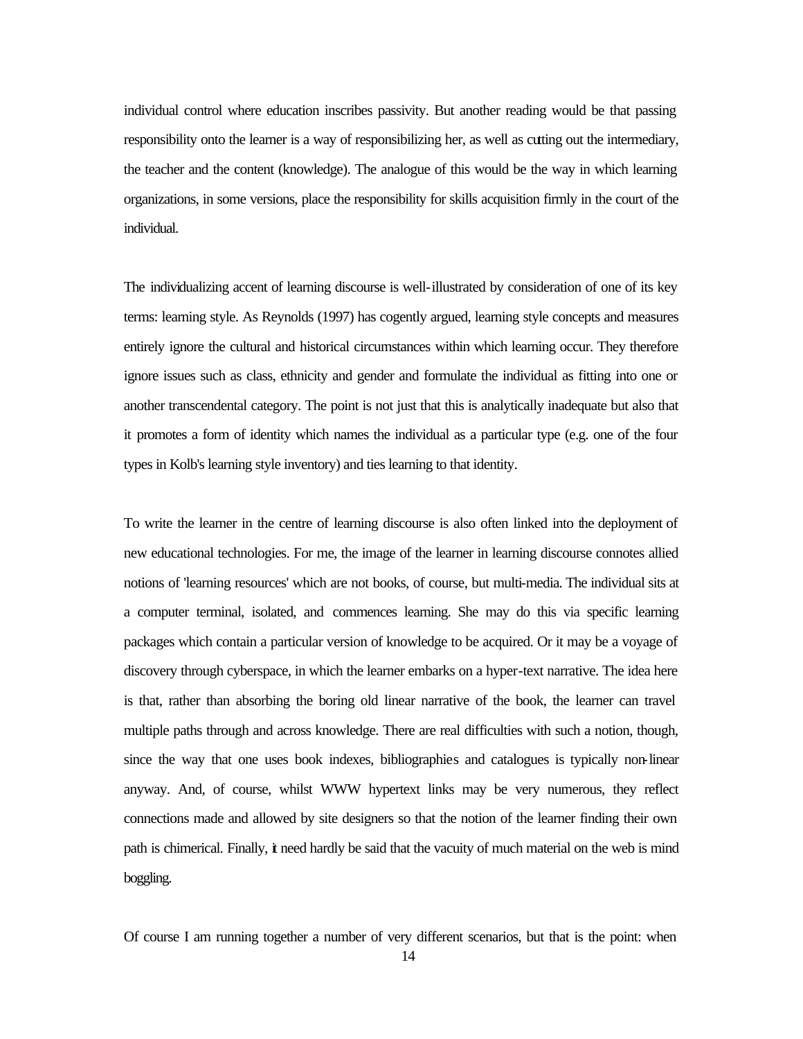individual control where education inscribes passivity. But another reading would be that passing responsibility onto the learner is a way of responsibilizing her, as well as cutting out the intermediary, the teacher and the content (knowledge). The analogue of this would be the way in which learning organizations, in some versions, place the responsibility for skills acquisition firmly in the court of the individual.

The individualizing accent of learning discourse is well-illustrated by consideration of one of its key terms: learning style. As Reynolds (1997) has cogently argued, learning style concepts and measures entirely ignore the cultural and historical circumstances within which learning occur. They therefore ignore issues such as class, ethnicity and gender and formulate the individual as fitting into one or another transcendental category. The point is not just that this is analytically inadequate but also that it promotes a form of identity which names the individual as a particular type (e.g. one of the four types in Kolb's learning style inventory) and ties learning to that identity.

To write the learner in the centre of learning discourse is also often linked into the deployment of new educational technologies. For me, the image of the learner in learning discourse connotes allied notions of 'learning resources' which are not books, of course, but multi-media. The individual sits at a computer terminal, isolated, and commences learning. She may do this via specific learning packages which contain a particular version of knowledge to be acquired. Or it may be a voyage of discovery through cyberspace, in which the learner embarks on a hyper-text narrative. The idea here is that, rather than absorbing the boring old linear narrative of the book, the learner can travel multiple paths through and across knowledge. There are real difficulties with such a notion, though, since the way that one uses book indexes, bibliographies and catalogues is typically non-linear anyway. And, of course, whilst WWW hypertext links may be very numerous, they reflect connections made and allowed by site designers so that the notion of the learner finding their own path is chimerical. Finally, it need hardly be said that the vacuity of much material on the web is mind boggling.

Of course I am running together a number of very different scenarios, but that is the point: when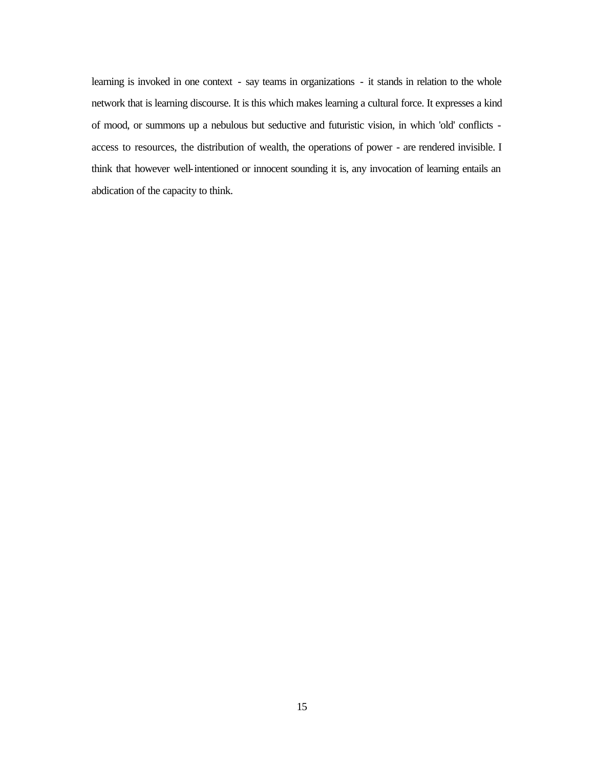learning is invoked in one context - say teams in organizations - it stands in relation to the whole network that is learning discourse. It is this which makes learning a cultural force. It expresses a kind of mood, or summons up a nebulous but seductive and futuristic vision, in which 'old' conflicts - access to resources, the distribution of wealth, the operations of power - are rendered invisible. I think that however well-intentioned or innocent sounding it is, any invocation of learning entails an abdication of the capacity to think.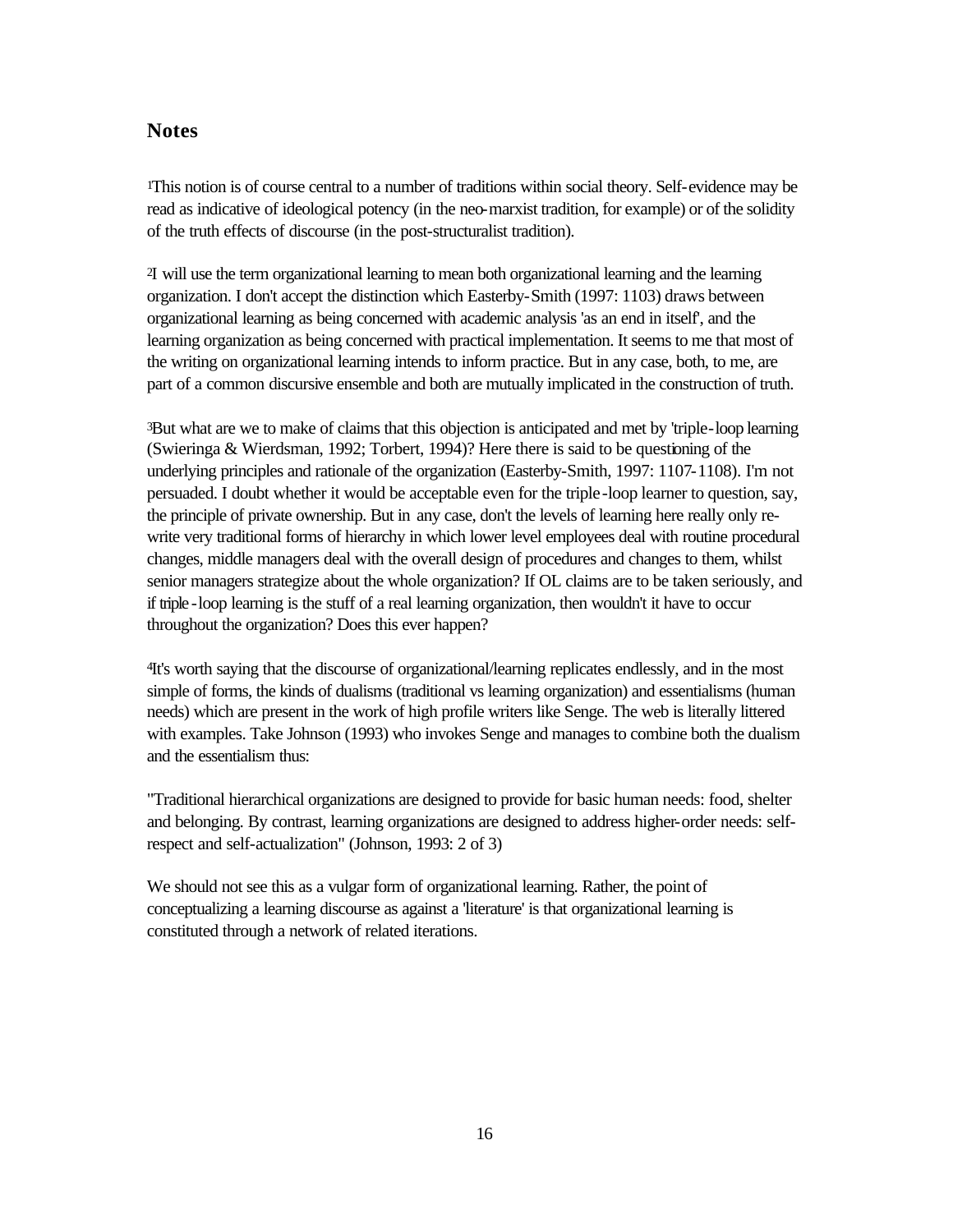## Notes

[1]This notion is of course central to a number of traditions within social theory. Self-evidence may be read as indicative of ideological potency (in the neo-marxist tradition, for example) or of the solidity of the truth effects of discourse (in the post-structuralist tradition).

[2]I will use the term organizational learning to mean both organizational learning and the learning organization. I don't accept the distinction which Easterby-Smith (1997: 1103) draws between organizational learning as being concerned with academic analysis 'as an end in itself', and the learning organization as being concerned with practical implementation. It seems to me that most of the writing on organizational learning intends to inform practice. But in any case, both, to me, are part of a common discursive ensemble and both are mutually implicated in the construction of truth.

[3]But what are we to make of claims that this objection is anticipated and met by 'triple-loop learning (Swieringa & Wierdsman, 1992; Torbert, 1994)? Here there is said to be questioning of the underlying principles and rationale of the organization (Easterby-Smith, 1997: 1107-1108). I'm not persuaded. I doubt whether it would be acceptable even for the triple-loop learner to question, say, the principle of private ownership. But in any case, don't the levels of learning here really only re-write very traditional forms of hierarchy in which lower level employees deal with routine procedural changes, middle managers deal with the overall design of procedures and changes to them, whilst senior managers strategize about the whole organization? If OL claims are to be taken seriously, and if triple-loop learning is the stuff of a real learning organization, then wouldn't it have to occur throughout the organization? Does this ever happen?

[4]It's worth saying that the discourse of organizational/learning replicates endlessly, and in the most simple of forms, the kinds of dualisms (traditional vs learning organization) and essentialisms (human needs) which are present in the work of high profile writers like Senge. The web is literally littered with examples. Take Johnson (1993) who invokes Senge and manages to combine both the dualism and the essentialism thus:

"Traditional hierarchical organizations are designed to provide for basic human needs: food, shelter and belonging. By contrast, learning organizations are designed to address higher-order needs: self-respect and self-actualization" (Johnson, 1993: 2 of 3)

We should not see this as a vulgar form of organizational learning. Rather, the point of conceptualizing a learning discourse as against a 'literature' is that organizational learning is constituted through a network of related iterations.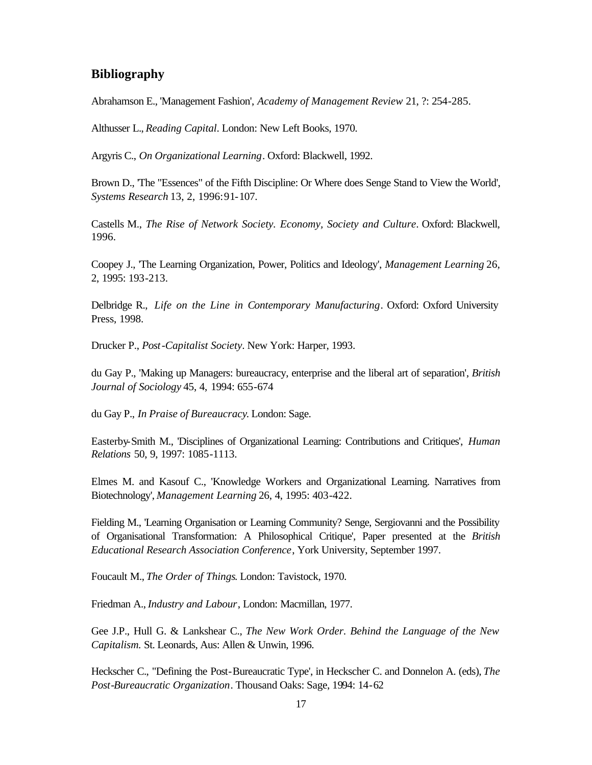## Bibliography

Abrahamson E., 'Management Fashion', *Academy of Management Review* 21, ?: 254-285.

Althusser L., *Reading Capital*. London: New Left Books, 1970.

Argyris C., *On Organizational Learning*. Oxford: Blackwell, 1992.

Brown D., 'The "Essences" of the Fifth Discipline: Or Where does Senge Stand to View the World', *Systems Research* 13, 2, 1996:91-107.

Castells M., *The Rise of Network Society. Economy, Society and Culture*. Oxford: Blackwell, 1996.

Coopey J., 'The Learning Organization, Power, Politics and Ideology', *Management Learning* 26, 2, 1995: 193-213.

Delbridge R., *Life on the Line in Contemporary Manufacturing*. Oxford: Oxford University Press, 1998.

Drucker P., *Post-Capitalist Society*. New York: Harper, 1993.

du Gay P., 'Making up Managers: bureaucracy, enterprise and the liberal art of separation', *British Journal of Sociology* 45, 4, 1994: 655-674

du Gay P., *In Praise of Bureaucracy.* London: Sage.

Easterby-Smith M., 'Disciplines of Organizational Learning: Contributions and Critiques', *Human Relations* 50, 9, 1997: 1085-1113.

Elmes M. and Kasouf C., 'Knowledge Workers and Organizational Learning. Narratives from Biotechnology', *Management Learning* 26, 4, 1995: 403-422.

Fielding M., 'Learning Organisation or Learning Community? Senge, Sergiovanni and the Possibility of Organisational Transformation: A Philosophical Critique', Paper presented at the *British Educational Research Association Conference*, York University, September 1997.

Foucault M., *The Order of Things*. London: Tavistock, 1970.

Friedman A., *Industry and Labour*, London: Macmillan, 1977.

Gee J.P., Hull G. & Lankshear C., *The New Work Order. Behind the Language of the New Capitalism.* St. Leonards, Aus: Allen & Unwin, 1996.

Heckscher C., ''Defining the Post-Bureaucratic Type', in Heckscher C. and Donnelon A. (eds), *The Post-Bureaucratic Organization*. Thousand Oaks: Sage, 1994: 14-62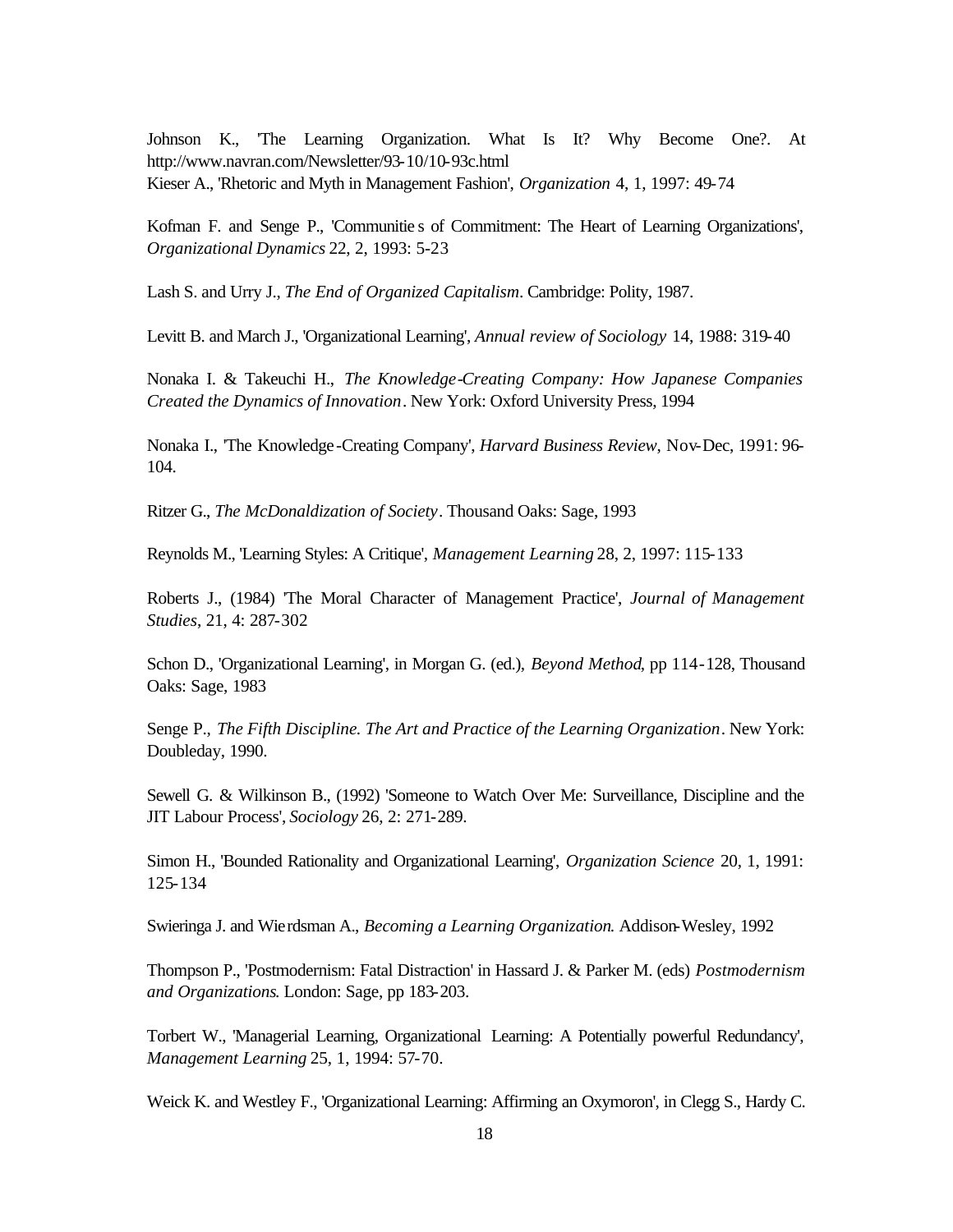Johnson K., 'The Learning Organization. What Is It? Why Become One?. At http://www.navran.com/Newsletter/93-10/10-93c.html

Kieser A., 'Rhetoric and Myth in Management Fashion', *Organization* 4, 1, 1997: 49-74

Kofman F. and Senge P., 'Communitie s of Commitment: The Heart of Learning Organizations', *Organizational Dynamics* 22, 2, 1993: 5-23

Lash S. and Urry J., *The End of Organized Capitalism*. Cambridge: Polity, 1987.

Levitt B. and March J., 'Organizational Learning', *Annual review of Sociology* 14, 1988: 319-40

Nonaka I. & Takeuchi H., *The Knowledge-Creating Company: How Japanese Companies Created the Dynamics of Innovation*. New York: Oxford University Press, 1994

Nonaka I., 'The Knowledge-Creating Company', *Harvard Business Review*, Nov-Dec, 1991: 96-104.

Ritzer G., *The McDonaldization of Society*. Thousand Oaks: Sage, 1993

Reynolds M., 'Learning Styles: A Critique', *Management Learning* 28, 2, 1997: 115-133

Roberts J., (1984) 'The Moral Character of Management Practice', *Journal of Management Studies*, 21, 4: 287-302

Schon D., 'Organizational Learning', in Morgan G. (ed.), *Beyond Method*, pp 114-128, Thousand Oaks: Sage, 1983

Senge P., *The Fifth Discipline. The Art and Practice of the Learning Organization*. New York: Doubleday, 1990.

Sewell G. & Wilkinson B., (1992) 'Someone to Watch Over Me: Surveillance, Discipline and the JIT Labour Process', *Sociology* 26, 2: 271-289.

Simon H., 'Bounded Rationality and Organizational Learning', *Organization Science* 20, 1, 1991: 125-134

Swieringa J. and Wierdsman A., *Becoming a Learning Organization*. Addison-Wesley, 1992

Thompson P., 'Postmodernism: Fatal Distraction' in Hassard J. & Parker M. (eds) *Postmodernism and Organizations*. London: Sage, pp 183-203.

Torbert W., 'Managerial Learning, Organizational Learning: A Potentially powerful Redundancy', *Management Learning* 25, 1, 1994: 57-70.

Weick K. and Westley F., 'Organizational Learning: Affirming an Oxymoron', in Clegg S., Hardy C.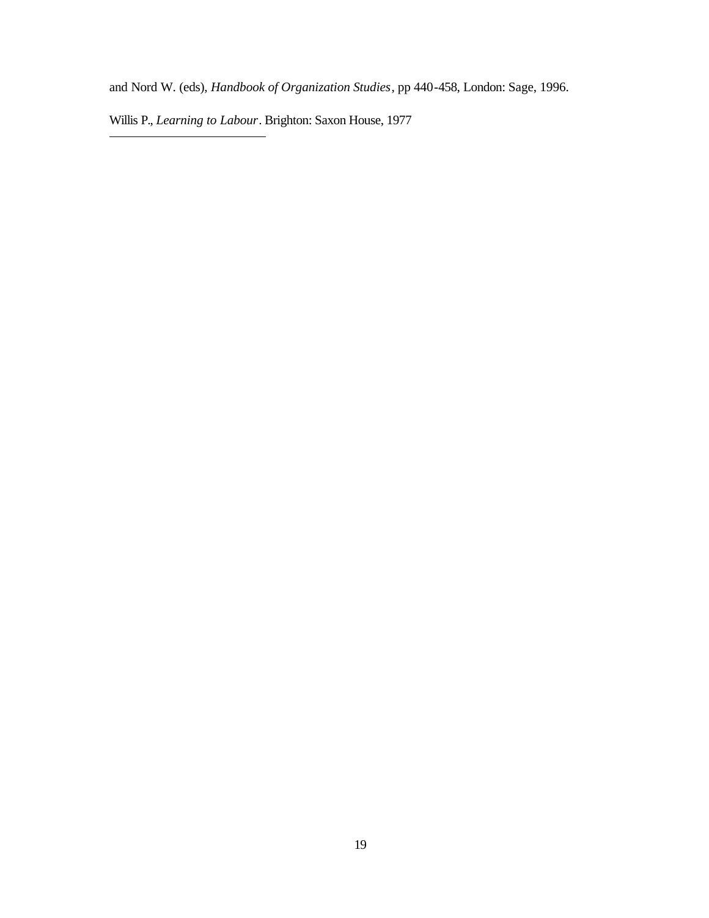and Nord W. (eds), *Handbook of Organization Studies*, pp 440-458, London: Sage, 1996.

Willis P., *Learning to Labour*. Brighton: Saxon House, 1977